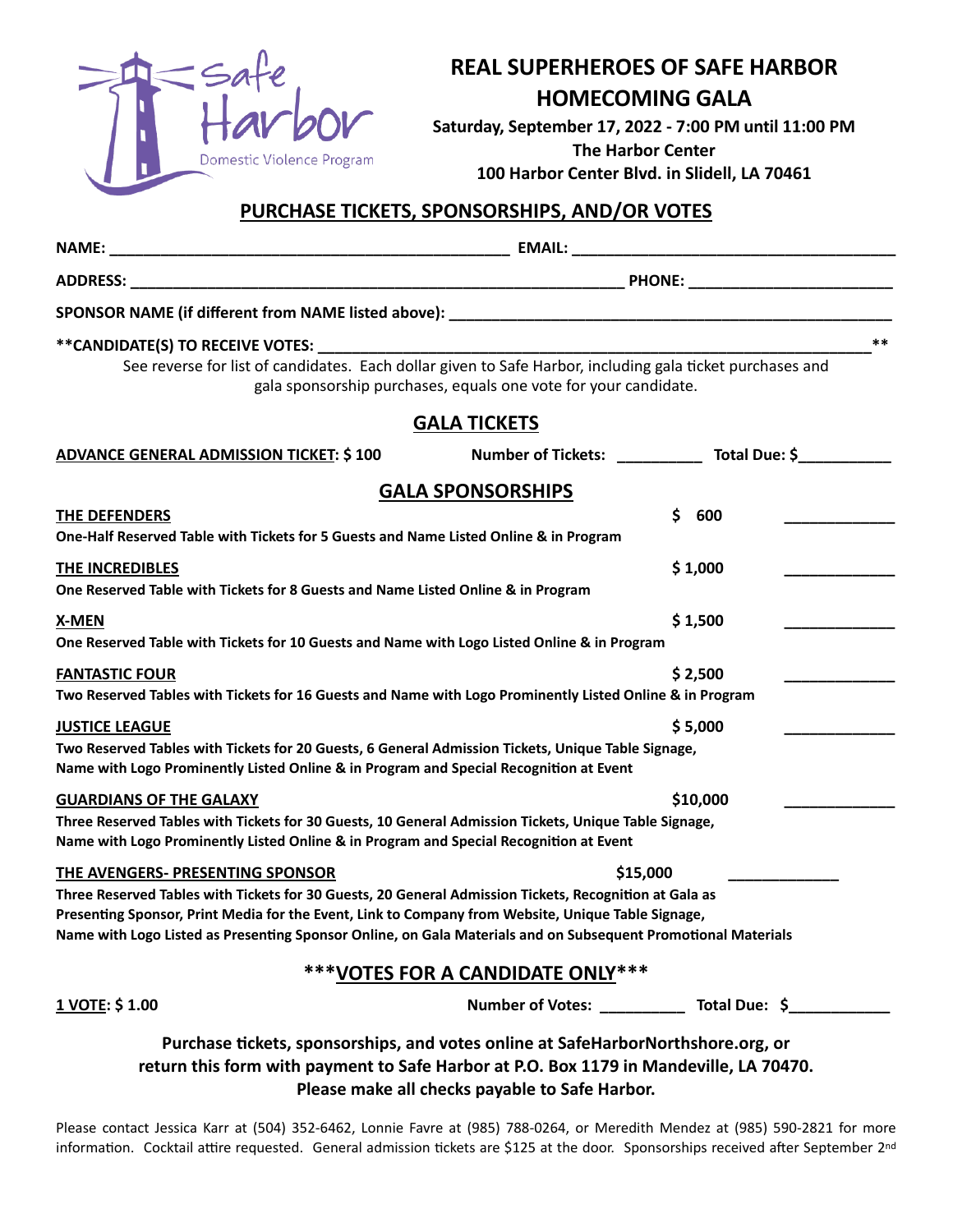Safe Harbor
Domestic Violence Program

# REAL SUPERHEROES OF SAFE HARBOR HOMECOMING GALA

**Saturday, September 17, 2022 - 7:00 PM until 11:00 PM**
**The Harbor Center**
**100 Harbor Center Blvd. in Slidell, LA 70461**

## PURCHASE TICKETS, SPONSORSHIPS, AND/OR VOTES

**NAME:** ______________________________ **EMAIL:** ______________________________

**ADDRESS:** ______________________________ **PHONE:** ______________________

**SPONSOR NAME (if different from NAME listed above):** ______________________________

**\*\*CANDIDATE(S) TO RECEIVE VOTES:** ______________________________**\*\***

See reverse for list of candidates. Each dollar given to Safe Harbor, including gala ticket purchases and gala sponsorship purchases, equals one vote for your candidate.

## GALA TICKETS

**ADVANCE GENERAL ADMISSION TICKET: $ 100** **Number of Tickets:** __________ **Total Due: $**__________

## GALA SPONSORSHIPS

**THE DEFENDERS** **$ 600** ____________
**One-Half Reserved Table with Tickets for 5 Guests and Name Listed Online & in Program**

**THE INCREDIBLES** **$ 1,000** ____________
**One Reserved Table with Tickets for 8 Guests and Name Listed Online & in Program**

**X-MEN** **$ 1,500** ____________
**One Reserved Table with Tickets for 10 Guests and Name with Logo Listed Online & in Program**

**FANTASTIC FOUR** **$ 2,500** ____________
**Two Reserved Tables with Tickets for 16 Guests and Name with Logo Prominently Listed Online & in Program**

**JUSTICE LEAGUE** **$ 5,000** ____________
**Two Reserved Tables with Tickets for 20 Guests, 6 General Admission Tickets, Unique Table Signage, Name with Logo Prominently Listed Online & in Program and Special Recognition at Event**

**GUARDIANS OF THE GALAXY** **$10,000** ____________
**Three Reserved Tables with Tickets for 30 Guests, 10 General Admission Tickets, Unique Table Signage, Name with Logo Prominently Listed Online & in Program and Special Recognition at Event**

**THE AVENGERS- PRESENTING SPONSOR** **$15,000** ____________
**Three Reserved Tables with Tickets for 30 Guests, 20 General Admission Tickets, Recognition at Gala as Presenting Sponsor, Print Media for the Event, Link to Company from Website, Unique Table Signage, Name with Logo Listed as Presenting Sponsor Online, on Gala Materials and on Subsequent Promotional Materials**

## \*\*\*VOTES FOR A CANDIDATE ONLY\*\*\*

**1 VOTE: $ 1.00** **Number of Votes:** __________ **Total Due: $**__________

**Purchase tickets, sponsorships, and votes online at SafeHarborNorthshore.org, or return this form with payment to Safe Harbor at P.O. Box 1179 in Mandeville, LA 70470.**
**Please make all checks payable to Safe Harbor.**

Please contact Jessica Karr at (504) 352-6462, Lonnie Favre at (985) 788-0264, or Meredith Mendez at (985) 590-2821 for more information. Cocktail attire requested. General admission tickets are $125 at the door. Sponsorships received after September 2nd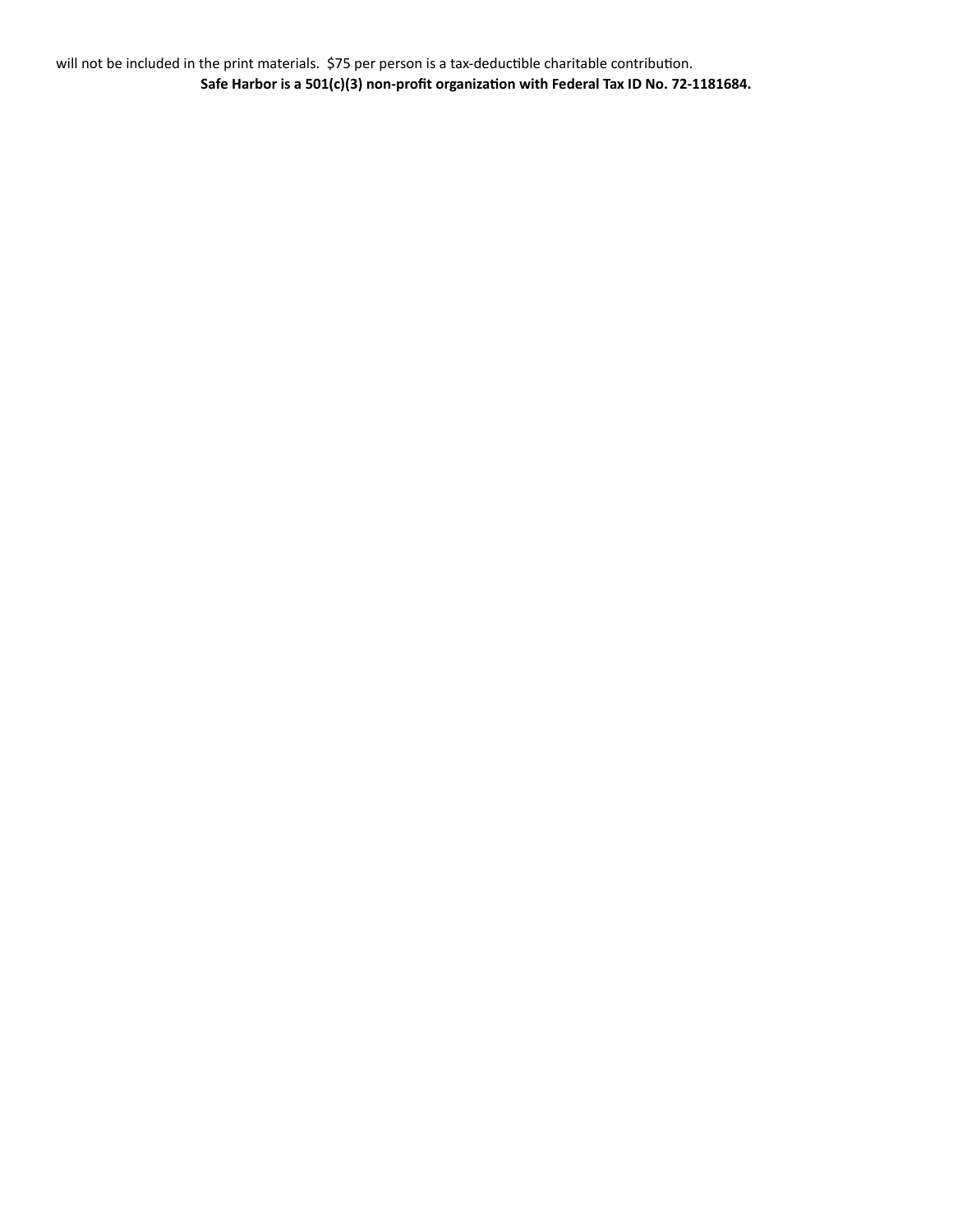will not be included in the print materials.  $75 per person is a tax-deductible charitable contribution.

**Safe Harbor is a 501(c)(3) non-profit organization with Federal Tax ID No. 72-1181684.**